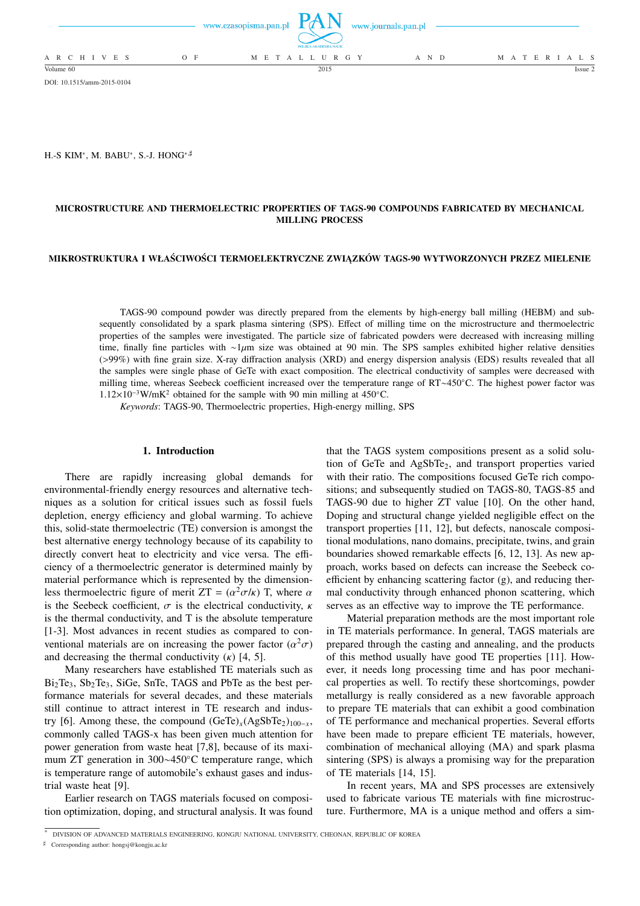DOI: 10.1515/amm-2015-0104

H.-S KIM[*], M. BABU[*], S.-J. HONG[*,#]

# MICROSTRUCTURE AND THERMOELECTRIC PROPERTIES OF TAGS-90 COMPOUNDS FABRICATED BY MECHANICAL MILLING PROCESS

# MIKROSTRUKTURA I WŁAŚCIWOŚCI TERMOELEKTRYCZNE ZWIĄZKÓW TAGS-90 WYTWORZONYCH PRZEZ MIELENIE

TAGS-90 compound powder was directly prepared from the elements by high-energy ball milling (HEBM) and subsequently consolidated by a spark plasma sintering (SPS). Effect of milling time on the microstructure and thermoelectric properties of the samples were investigated. The particle size of fabricated powders were decreased with increasing milling time, finally fine particles with ~1$\mu$m size was obtained at 90 min. The SPS samples exhibited higher relative densities (>99%) with fine grain size. X-ray diffraction analysis (XRD) and energy dispersion analysis (EDS) results revealed that all the samples were single phase of GeTe with exact composition. The electrical conductivity of samples were decreased with milling time, whereas Seebeck coefficient increased over the temperature range of RT~450°C. The highest power factor was $1.12\times10^{-3}$W/mK$^2$ obtained for the sample with 90 min milling at 450°C.

*Keywords*: TAGS-90, Thermoelectric properties, High-energy milling, SPS

## 1. Introduction

There are rapidly increasing global demands for environmental-friendly energy resources and alternative techniques as a solution for critical issues such as fossil fuels depletion, energy efficiency and global warming. To achieve this, solid-state thermoelectric (TE) conversion is amongst the best alternative energy technology because of its capability to directly convert heat to electricity and vice versa. The efficiency of a thermoelectric generator is determined mainly by material performance which is represented by the dimensionless thermoelectric figure of merit ZT = $(\alpha^2\sigma/\kappa)$ T, where $\alpha$ is the Seebeck coefficient, $\sigma$ is the electrical conductivity, $\kappa$ is the thermal conductivity, and T is the absolute temperature [1-3]. Most advances in recent studies as compared to conventional materials are on increasing the power factor $(\alpha^2\sigma)$ and decreasing the thermal conductivity ($\kappa$) [4, 5].

Many researchers have established TE materials such as $Bi_2Te_3$, $Sb_2Te_3$, SiGe, SnTe, TAGS and PbTe as the best performance materials for several decades, and these materials still continue to attract interest in TE research and industry [6]. Among these, the compound $(GeTe)_x(AgSbTe_2)_{100-x}$, commonly called TAGS-x has been given much attention for power generation from waste heat [7,8], because of its maximum ZT generation in 300~450°C temperature range, which is temperature range of automobile's exhaust gases and industrial waste heat [9].

Earlier research on TAGS materials focused on composition optimization, doping, and structural analysis. It was found that the TAGS system compositions present as a solid solution of GeTe and $AgSbTe_2$, and transport properties varied with their ratio. The compositions focused GeTe rich compositions; and subsequently studied on TAGS-80, TAGS-85 and TAGS-90 due to higher ZT value [10]. On the other hand, Doping and structural change yielded negligible effect on the transport properties [11, 12], but defects, nanoscale compositional modulations, nano domains, precipitate, twins, and grain boundaries showed remarkable effects [6, 12, 13]. As new approach, works based on defects can increase the Seebeck coefficient by enhancing scattering factor (g), and reducing thermal conductivity through enhanced phonon scattering, which serves as an effective way to improve the TE performance.

Material preparation methods are the most important role in TE materials performance. In general, TAGS materials are prepared through the casting and annealing, and the products of this method usually have good TE properties [11]. However, it needs long processing time and has poor mechanical properties as well. To rectify these shortcomings, powder metallurgy is really considered as a new favorable approach to prepare TE materials that can exhibit a good combination of TE performance and mechanical properties. Several efforts have been made to prepare efficient TE materials, however, combination of mechanical alloying (MA) and spark plasma sintering (SPS) is always a promising way for the preparation of TE materials [14, 15].

In recent years, MA and SPS processes are extensively used to fabricate various TE materials with fine microstructure. Furthermore, MA is a unique method and offers a sim-

[*] DIVISION OF ADVANCED MATERIALS ENGINEERING, KONGJU NATIONAL UNIVERSITY, CHEONAN, REPUBLIC OF KOREA

[#] Corresponding author: hongsj@kongju.ac.kr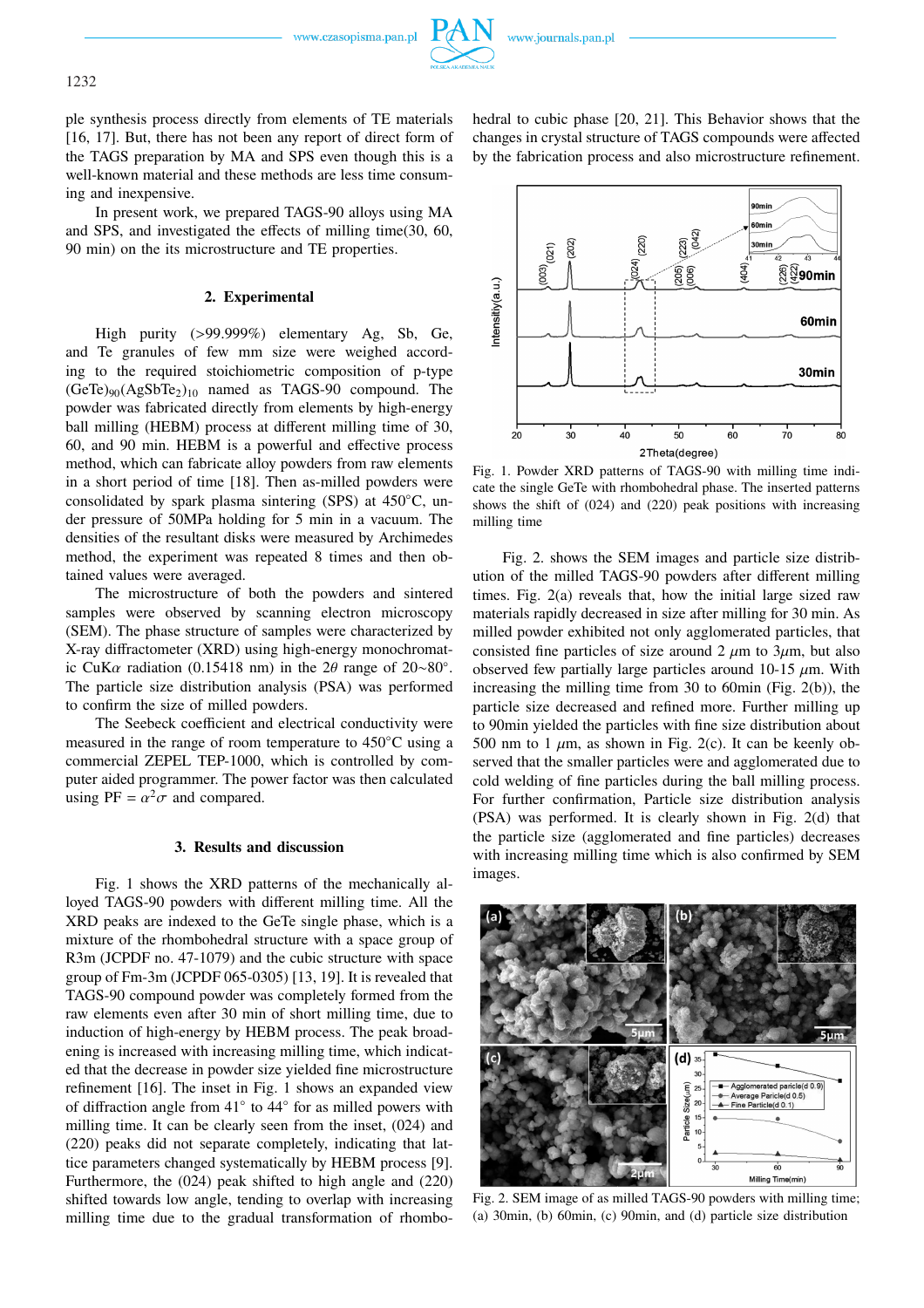ple synthesis process directly from elements of TE materials [16, 17]. But, there has not been any report of direct form of the TAGS preparation by MA and SPS even though this is a well-known material and these methods are less time consuming and inexpensive.

In present work, we prepared TAGS-90 alloys using MA and SPS, and investigated the effects of milling time(30, 60, 90 min) on the its microstructure and TE properties.

## 2. Experimental

High purity (>99.999%) elementary Ag, Sb, Ge, and Te granules of few mm size were weighed according to the required stoichiometric composition of p-type $(GeTe)_{90}(AgSbTe_2)_{10}$ named as TAGS-90 compound. The powder was fabricated directly from elements by high-energy ball milling (HEBM) process at different milling time of 30, 60, and 90 min. HEBM is a powerful and effective process method, which can fabricate alloy powders from raw elements in a short period of time [18]. Then as-milled powders were consolidated by spark plasma sintering (SPS) at 450°C, under pressure of 50MPa holding for 5 min in a vacuum. The densities of the resultant disks were measured by Archimedes method, the experiment was repeated 8 times and then obtained values were averaged.

The microstructure of both the powders and sintered samples were observed by scanning electron microscopy (SEM). The phase structure of samples were characterized by X-ray diffractometer (XRD) using high-energy monochromatic CuK$\alpha$ radiation (0.15418 nm) in the $2\theta$ range of 20~80°. The particle size distribution analysis (PSA) was performed to confirm the size of milled powders.

The Seebeck coefficient and electrical conductivity were measured in the range of room temperature to 450°C using a commercial ZEPEL TEP-1000, which is controlled by computer aided programmer. The power factor was then calculated using PF = $\alpha^2\sigma$ and compared.

## 3. Results and discussion

Fig. 1 shows the XRD patterns of the mechanically alloyed TAGS-90 powders with different milling time. All the XRD peaks are indexed to the GeTe single phase, which is a mixture of the rhombohedral structure with a space group of R3m (JCPDF no. 47-1079) and the cubic structure with space group of Fm-3m (JCPDF 065-0305) [13, 19]. It is revealed that TAGS-90 compound powder was completely formed from the raw elements even after 30 min of short milling time, due to induction of high-energy by HEBM process. The peak broadening is increased with increasing milling time, which indicated that the decrease in powder size yielded fine microstructure refinement [16]. The inset in Fig. 1 shows an expanded view of diffraction angle from 41° to 44° for as milled powers with milling time. It can be clearly seen from the inset, (024) and (220) peaks did not separate completely, indicating that lattice parameters changed systematically by HEBM process [9]. Furthermore, the (024) peak shifted to high angle and (220) shifted towards low angle, tending to overlap with increasing milling time due to the gradual transformation of rhombohedral to cubic phase [20, 21]. This Behavior shows that the changes in crystal structure of TAGS compounds were affected by the fabrication process and also microstructure refinement.

Fig. 1. Powder XRD patterns of TAGS-90 with milling time indicate the single GeTe with rhombohedral phase. The inserted patterns shows the shift of (024) and (220) peak positions with increasing milling time

Fig. 2. shows the SEM images and particle size distribution of the milled TAGS-90 powders after different milling times. Fig. 2(a) reveals that, how the initial large sized raw materials rapidly decreased in size after milling for 30 min. As milled powder exhibited not only agglomerated particles, that consisted fine particles of size around 2 $\mu$m to 3$\mu$m, but also observed few partially large particles around 10-15 $\mu$m. With increasing the milling time from 30 to 60min (Fig. 2(b)), the particle size decreased and refined more. Further milling up to 90min yielded the particles with fine size distribution about 500 nm to 1 $\mu$m, as shown in Fig. 2(c). It can be keenly observed that the smaller particles were and agglomerated due to cold welding of fine particles during the ball milling process. For further confirmation, Particle size distribution analysis (PSA) was performed. It is clearly shown in Fig. 2(d) that the particle size (agglomerated and fine particles) decreases with increasing milling time which is also confirmed by SEM images.

Fig. 2. SEM image of as milled TAGS-90 powders with milling time; (a) 30min, (b) 60min, (c) 90min, and (d) particle size distribution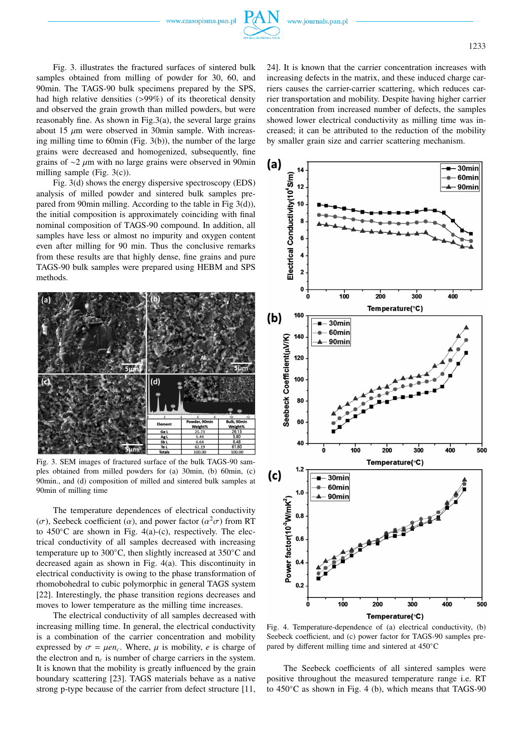Fig. 3. illustrates the fractured surfaces of sintered bulk samples obtained from milling of powder for 30, 60, and 90min. The TAGS-90 bulk specimens prepared by the SPS, had high relative density (>99%) of its theoretical density and observed the grain growth than milled powders, but were reasonably fine. As shown in Fig.3(a), the several large grains about 15 $\mu$m were observed in 30min sample. With increasing milling time to 60min (Fig. 3(b)), the number of the large grains were decreased and homogenized, subsequently, fine grains of ~2 $\mu$m with no large grains were observed in 90min milling sample (Fig. 3(c)).

Fig. 3(d) shows the energy dispersive spectroscopy (EDS) analysis of milled powder and sintered bulk samples prepared from 90min milling. According to the table in Fig 3(d)), the initial composition is approximately coinciding with final nominal composition of TAGS-90 compound. In addition, all samples have less or almost no impurity and oxygen content even after milling for 90 min. Thus the conclusive remarks from these results are that highly dense, fine grains and pure TAGS-90 bulk samples were prepared using HEBM and SPS methods.

| Element | Powder, 90min Weight% | Bulk, 90min Weight% |
|---|---|---|
| Ge L | 25.73 | 26.13 |
| Ag L | 5.44 | 5.80 |
| Sb L | 6.64 | 6.48 |
| Te L | 62.19 | 61.60 |
| Totals | 100.00 | 100.00 |

Fig. 3. SEM images of fractured surface of the bulk TAGS-90 samples obtained from milled powders for (a) 30min, (b) 60min, (c) 90min., and (d) composition of milled and sintered bulk samples at 90min of milling time

The temperature dependences of electrical conductivity ($\sigma$), Seebeck coefficient ($\alpha$), and power factor ($\alpha^2\sigma$) from RT to 450°C are shown in Fig. 4(a)-(c), respectively. The electrical conductivity of all samples decreased with increasing temperature up to 300°C, then slightly increased at 350°C and decreased again as shown in Fig. 4(a). This discontinuity in electrical conductivity is owing to the phase transformation of rhombohedral to cubic polymorphic in general TAGS system [22]. Interestingly, the phase transition regions decreases and moves to lower temperature as the milling time increases.

The electrical conductivity of all samples decreased with increasing milling time. In general, the electrical conductivity is a combination of the carrier concentration and mobility expressed by $\sigma = \mu e n_c$. Where, $\mu$ is mobility, $e$ is charge of the electron and $n_c$ is number of charge carriers in the system. It is known that the mobility is greatly influenced by the grain boundary scattering [23]. TAGS materials behave as a native strong p-type because of the carrier from defect structure [11, 24]. It is known that the carrier concentration increases with increasing defects in the matrix, and these induced charge carriers causes the carrier-carrier scattering, which reduces carrier transportation and mobility. Despite having higher carrier concentration from increased number of defects, the samples showed lower electrical conductivity as milling time was increased; it can be attributed to the reduction of the mobility by smaller grain size and carrier scattering mechanism.

Fig. 4. Temperature-dependence of (a) electrical conductivity, (b) Seebeck coefficient, and (c) power factor for TAGS-90 samples prepared by different milling time and sintered at 450°C

The Seebeck coefficients of all sintered samples were positive throughout the measured temperature range i.e. RT to 450°C as shown in Fig. 4 (b), which means that TAGS-90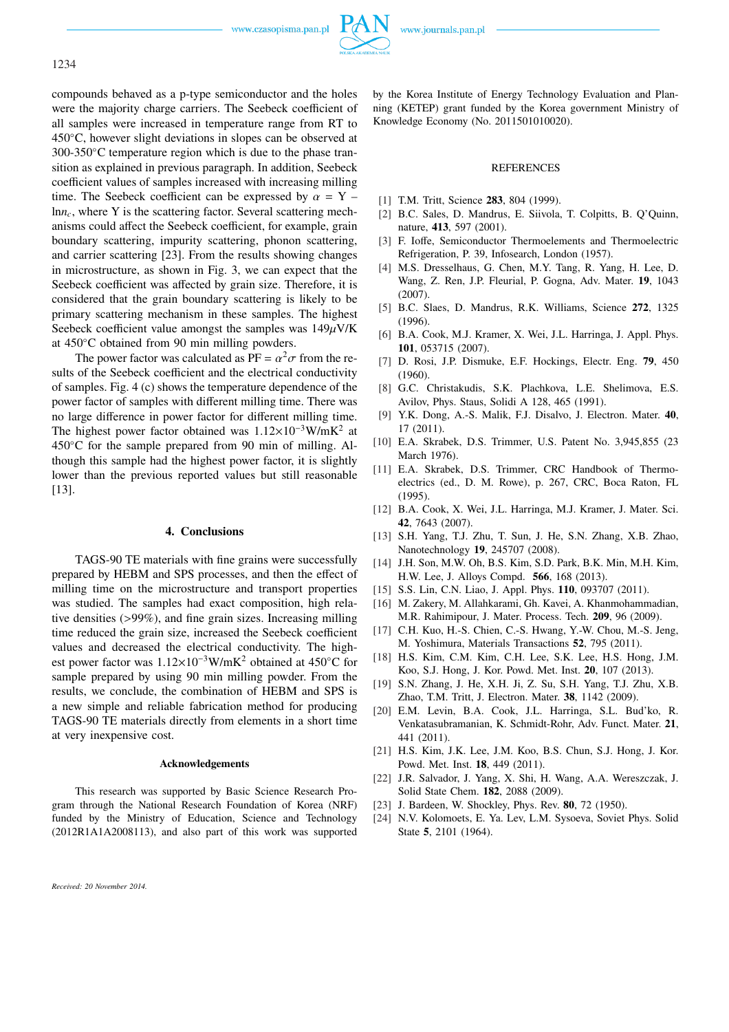compounds behaved as a p-type semiconductor and the holes were the majority charge carriers. The Seebeck coefficient of all samples were increased in temperature range from RT to 450°C, however slight deviations in slopes can be observed at 300-350°C temperature region which is due to the phase transition as explained in previous paragraph. In addition, Seebeck coefficient values of samples increased with increasing milling time. The Seebeck coefficient can be expressed by $\alpha$ = Y − ln$n_c$, where Y is the scattering factor. Several scattering mechanisms could affect the Seebeck coefficient, for example, grain boundary scattering, impurity scattering, phonon scattering, and carrier scattering [23]. From the results showing changes in microstructure, as shown in Fig. 3, we can expect that the Seebeck coefficient was affected by grain size. Therefore, it is considered that the grain boundary scattering is likely to be primary scattering mechanism in these samples. The highest Seebeck coefficient value amongst the samples was 149$\mu$V/K at 450°C obtained from 90 min milling powders.

The power factor was calculated as PF = $\alpha^2\sigma$ from the results of the Seebeck coefficient and the electrical conductivity of samples. Fig. 4 (c) shows the temperature dependence of the power factor of samples with different milling time. There was no large difference in power factor for different milling time. The highest power factor obtained was 1.12×10$^{-3}$W/mK$^2$ at 450°C for the sample prepared from 90 min of milling. Although this sample had the highest power factor, it is slightly lower than the previous reported values but still reasonable [13].

## 4. Conclusions

TAGS-90 TE materials with fine grains were successfully prepared by HEBM and SPS processes, and then the effect of milling time on the microstructure and transport properties was studied. The samples had exact composition, high relative densities (>99%), and fine grain sizes. Increasing milling time reduced the grain size, increased the Seebeck coefficient values and decreased the electrical conductivity. The highest power factor was 1.12×10$^{-3}$W/mK$^2$ obtained at 450°C for sample prepared by using 90 min milling powder. From the results, we conclude, the combination of HEBM and SPS is a new simple and reliable fabrication method for producing TAGS-90 TE materials directly from elements in a short time at very inexpensive cost.

### Acknowledgements

This research was supported by Basic Science Research Program through the National Research Foundation of Korea (NRF) funded by the Ministry of Education, Science and Technology (2012R1A1A2008113), and also part of this work was supported by the Korea Institute of Energy Technology Evaluation and Planning (KETEP) grant funded by the Korea government Ministry of Knowledge Economy (No. 2011501010020).

## REFERENCES

[1] T.M. Tritt, Science **283**, 804 (1999).
[2] B.C. Sales, D. Mandrus, E. Siivola, T. Colpitts, B. Q'Quinn, nature, **413**, 597 (2001).
[3] F. Ioffe, Semiconductor Thermoelements and Thermoelectric Refrigeration, P. 39, Infosearch, London (1957).
[4] M.S. Dresselhaus, G. Chen, M.Y. Tang, R. Yang, H. Lee, D. Wang, Z. Ren, J.P. Fleurial, P. Gogna, Adv. Mater. **19**, 1043 (2007).
[5] B.C. Slaes, D. Mandrus, R.K. Williams, Science **272**, 1325 (1996).
[6] B.A. Cook, M.J. Kramer, X. Wei, J.L. Harringa, J. Appl. Phys. **101**, 053715 (2007).
[7] D. Rosi, J.P. Dismuke, E.F. Hockings, Electr. Eng. **79**, 450 (1960).
[8] G.C. Christakudis, S.K. Plachkova, L.E. Shelimova, E.S. Avilov, Phys. Staus, Solidi A 128, 465 (1991).
[9] Y.K. Dong, A.-S. Malik, F.J. Disalvo, J. Electron. Mater. **40**, 17 (2011).
[10] E.A. Skrabek, D.S. Trimmer, U.S. Patent No. 3,945,855 (23 March 1976).
[11] E.A. Skrabek, D.S. Trimmer, CRC Handbook of Thermoelectrics (ed., D. M. Rowe), p. 267, CRC, Boca Raton, FL (1995).
[12] B.A. Cook, X. Wei, J.L. Harringa, M.J. Kramer, J. Mater. Sci. **42**, 7643 (2007).
[13] S.H. Yang, T.J. Zhu, T. Sun, J. He, S.N. Zhang, X.B. Zhao, Nanotechnology **19**, 245707 (2008).
[14] J.H. Son, M.W. Oh, B.S. Kim, S.D. Park, B.K. Min, M.H. Kim, H.W. Lee, J. Alloys Compd. **566**, 168 (2013).
[15] S.S. Lin, C.N. Liao, J. Appl. Phys. **110**, 093707 (2011).
[16] M. Zakery, M. Allahkarami, Gh. Kavei, A. Khanmohammadian, M.R. Rahimipour, J. Mater. Process. Tech. **209**, 96 (2009).
[17] C.H. Kuo, H.-S. Chien, C.-S. Hwang, Y.-W. Chou, M.-S. Jeng, M. Yoshimura, Materials Transactions **52**, 795 (2011).
[18] H.S. Kim, C.M. Kim, C.H. Lee, S.K. Lee, H.S. Hong, J.M. Koo, S.J. Hong, J. Kor. Powd. Met. Inst. **20**, 107 (2013).
[19] S.N. Zhang, J. He, X.H. Ji, Z. Su, S.H. Yang, T.J. Zhu, X.B. Zhao, T.M. Tritt, J. Electron. Mater. **38**, 1142 (2009).
[20] E.M. Levin, B.A. Cook, J.L. Harringa, S.L. Bud'ko, R. Venkatasubramanian, K. Schmidt-Rohr, Adv. Funct. Mater. **21**, 441 (2011).
[21] H.S. Kim, J.K. Lee, J.M. Koo, B.S. Chun, S.J. Hong, J. Kor. Powd. Met. Inst. **18**, 449 (2011).
[22] J.R. Salvador, J. Yang, X. Shi, H. Wang, A.A. Wereszczak, J. Solid State Chem. **182**, 2088 (2009).
[23] J. Bardeen, W. Shockley, Phys. Rev. **80**, 72 (1950).
[24] N.V. Kolomoets, E. Ya. Lev, L.M. Sysoeva, Soviet Phys. Solid State **5**, 2101 (1964).

*Received: 20 November 2014.*